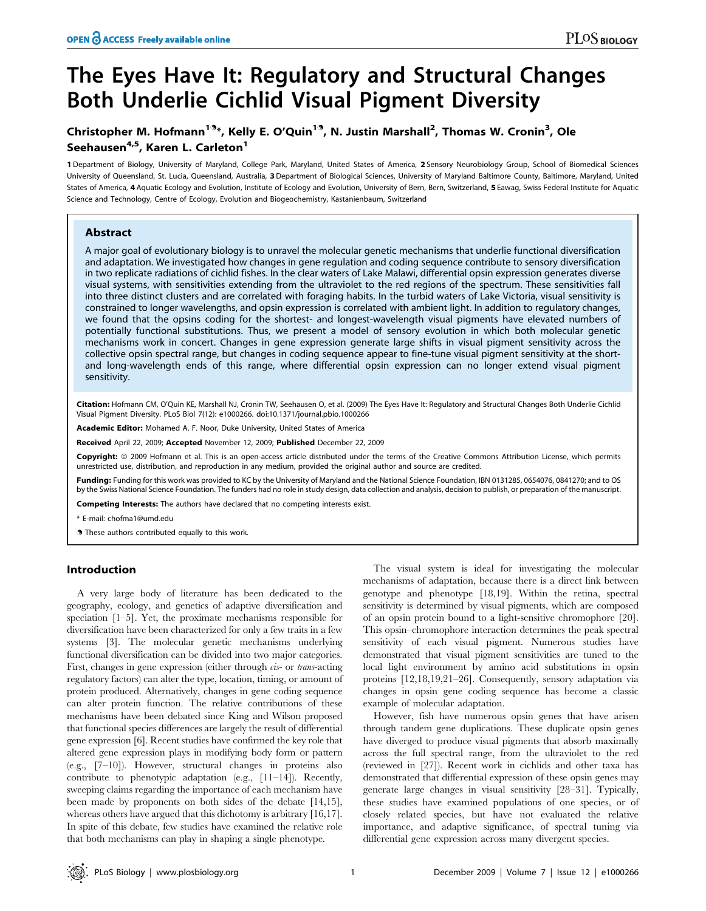# The Eyes Have It: Regulatory and Structural Changes Both Underlie Cichlid Visual Pigment Diversity

**Christopher M. Hofmann[1]\*, Kelly E. O'Quin[1], N. Justin Marshall[2], Thomas W. Cronin[3], Ole Seehausen[4,5], Karen L. Carleton[1]**

**1** Department of Biology, University of Maryland, College Park, Maryland, United States of America, **2** Sensory Neurobiology Group, School of Biomedical Sciences University of Queensland, St. Lucia, Queensland, Australia, **3** Department of Biological Sciences, University of Maryland Baltimore County, Baltimore, Maryland, United States of America, **4** Aquatic Ecology and Evolution, Institute of Ecology and Evolution, University of Bern, Bern, Switzerland, **5** Eawag, Swiss Federal Institute for Aquatic Science and Technology, Centre of Ecology, Evolution and Biogeochemistry, Kastanienbaum, Switzerland

## Abstract

A major goal of evolutionary biology is to unravel the molecular genetic mechanisms that underlie functional diversification and adaptation. We investigated how changes in gene regulation and coding sequence contribute to sensory diversification in two replicate radiations of cichlid fishes. In the clear waters of Lake Malawi, differential opsin expression generates diverse visual systems, with sensitivities extending from the ultraviolet to the red regions of the spectrum. These sensitivities fall into three distinct clusters and are correlated with foraging habits. In the turbid waters of Lake Victoria, visual sensitivity is constrained to longer wavelengths, and opsin expression is correlated with ambient light. In addition to regulatory changes, we found that the opsins coding for the shortest- and longest-wavelength visual pigments have elevated numbers of potentially functional substitutions. Thus, we present a model of sensory evolution in which both molecular genetic mechanisms work in concert. Changes in gene expression generate large shifts in visual pigment sensitivity across the collective opsin spectral range, but changes in coding sequence appear to fine-tune visual pigment sensitivity at the short- and long-wavelength ends of this range, where differential opsin expression can no longer extend visual pigment sensitivity.

**Citation:** Hofmann CM, O'Quin KE, Marshall NJ, Cronin TW, Seehausen O, et al. (2009) The Eyes Have It: Regulatory and Structural Changes Both Underlie Cichlid Visual Pigment Diversity. PLoS Biol 7(12): e1000266. doi:10.1371/journal.pbio.1000266

**Academic Editor:** Mohamed A. F. Noor, Duke University, United States of America

**Received** April 22, 2009; **Accepted** November 12, 2009; **Published** December 22, 2009

**Copyright:** © 2009 Hofmann et al. This is an open-access article distributed under the terms of the Creative Commons Attribution License, which permits unrestricted use, distribution, and reproduction in any medium, provided the original author and source are credited.

**Funding:** Funding for this work was provided to KC by the University of Maryland and the National Science Foundation, IBN 0131285, 0654076, 0841270; and to OS by the Swiss National Science Foundation. The funders had no role in study design, data collection and analysis, decision to publish, or preparation of the manuscript.

**Competing Interests:** The authors have declared that no competing interests exist.

\* E-mail: chofma1@umd.edu

These authors contributed equally to this work.

## Introduction

A very large body of literature has been dedicated to the geography, ecology, and genetics of adaptive diversification and speciation [1–5]. Yet, the proximate mechanisms responsible for diversification have been characterized for only a few traits in a few systems [3]. The molecular genetic mechanisms underlying functional diversification can be divided into two major categories. First, changes in gene expression (either through *cis-* or *trans-*acting regulatory factors) can alter the type, location, timing, or amount of protein produced. Alternatively, changes in gene coding sequence can alter protein function. The relative contributions of these mechanisms have been debated since King and Wilson proposed that functional species differences are largely the result of differential gene expression [6]. Recent studies have confirmed the key role that altered gene expression plays in modifying body form or pattern (e.g., [7–10]). However, structural changes in proteins also contribute to phenotypic adaptation (e.g., [11–14]). Recently, sweeping claims regarding the importance of each mechanism have been made by proponents on both sides of the debate [14,15], whereas others have argued that this dichotomy is arbitrary [16,17]. In spite of this debate, few studies have examined the relative role that both mechanisms can play in shaping a single phenotype.

The visual system is ideal for investigating the molecular mechanisms of adaptation, because there is a direct link between genotype and phenotype [18,19]. Within the retina, spectral sensitivity is determined by visual pigments, which are composed of an opsin protein bound to a light-sensitive chromophore [20]. This opsin–chromophore interaction determines the peak spectral sensitivity of each visual pigment. Numerous studies have demonstrated that visual pigment sensitivities are tuned to the local light environment by amino acid substitutions in opsin proteins [12,18,19,21–26]. Consequently, sensory adaptation via changes in opsin gene coding sequence has become a classic example of molecular adaptation.

However, fish have numerous opsin genes that have arisen through tandem gene duplications. These duplicate opsin genes have diverged to produce visual pigments that absorb maximally across the full spectral range, from the ultraviolet to the red (reviewed in [27]). Recent work in cichlids and other taxa has demonstrated that differential expression of these opsin genes may generate large changes in visual sensitivity [28–31]. Typically, these studies have examined populations of one species, or of closely related species, but have not evaluated the relative importance, and adaptive significance, of spectral tuning via differential gene expression across many divergent species.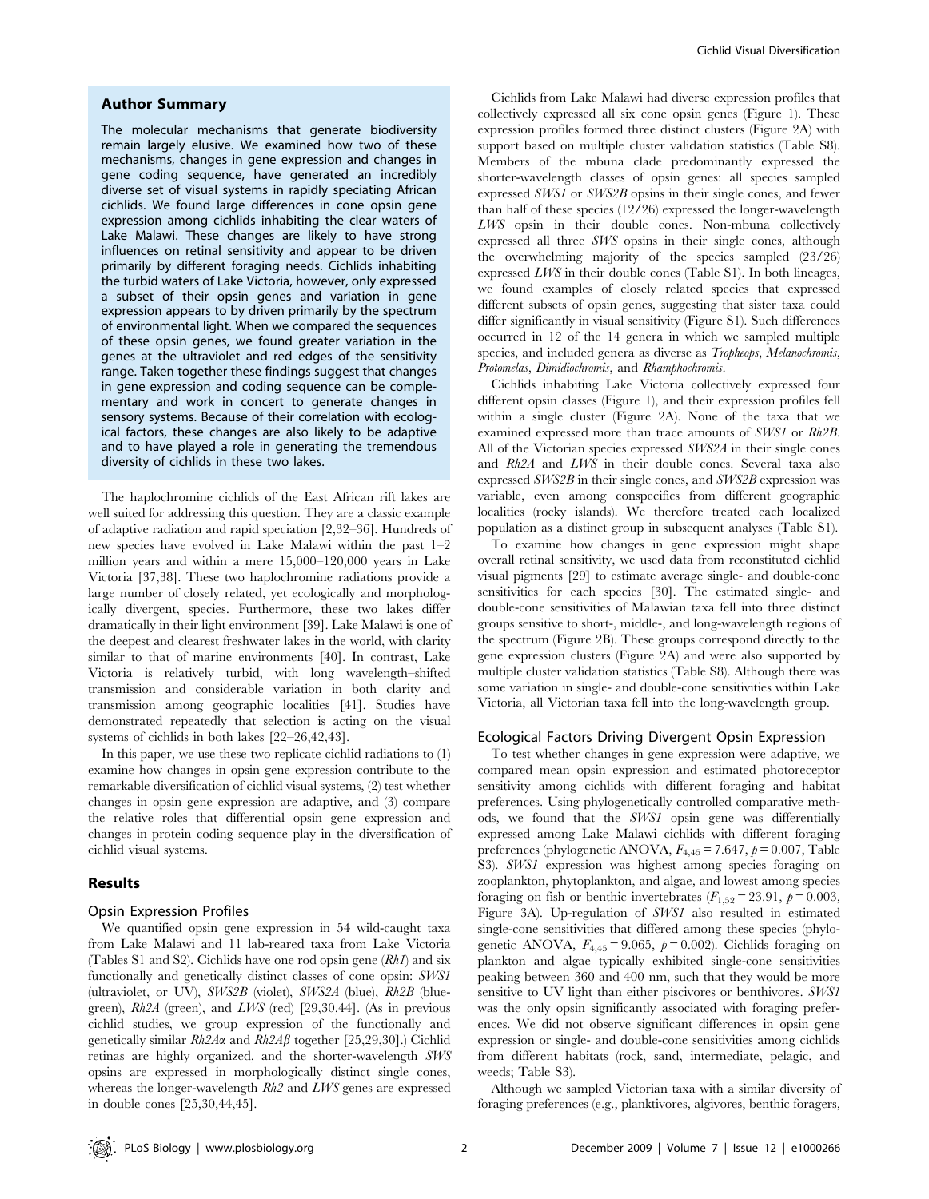## Author Summary

The molecular mechanisms that generate biodiversity remain largely elusive. We examined how two of these mechanisms, changes in gene expression and changes in gene coding sequence, have generated an incredibly diverse set of visual systems in rapidly speciating African cichlids. We found large differences in cone opsin gene expression among cichlids inhabiting the clear waters of Lake Malawi. These changes are likely to have strong influences on retinal sensitivity and appear to be driven primarily by different foraging needs. Cichlids inhabiting the turbid waters of Lake Victoria, however, only expressed a subset of their opsin genes and variation in gene expression appears to by driven primarily by the spectrum of environmental light. When we compared the sequences of these opsin genes, we found greater variation in the genes at the ultraviolet and red edges of the sensitivity range. Taken together these findings suggest that changes in gene expression and coding sequence can be complementary and work in concert to generate changes in sensory systems. Because of their correlation with ecological factors, these changes are also likely to be adaptive and to have played a role in generating the tremendous diversity of cichlids in these two lakes.

The haplochromine cichlids of the East African rift lakes are well suited for addressing this question. They are a classic example of adaptive radiation and rapid speciation [2,32–36]. Hundreds of new species have evolved in Lake Malawi within the past 1–2 million years and within a mere 15,000–120,000 years in Lake Victoria [37,38]. These two haplochromine radiations provide a large number of closely related, yet ecologically and morphologically divergent, species. Furthermore, these two lakes differ dramatically in their light environment [39]. Lake Malawi is one of the deepest and clearest freshwater lakes in the world, with clarity similar to that of marine environments [40]. In contrast, Lake Victoria is relatively turbid, with long wavelength–shifted transmission and considerable variation in both clarity and transmission among geographic localities [41]. Studies have demonstrated repeatedly that selection is acting on the visual systems of cichlids in both lakes [22–26,42,43].

In this paper, we use these two replicate cichlid radiations to (1) examine how changes in opsin gene expression contribute to the remarkable diversification of cichlid visual systems, (2) test whether changes in opsin gene expression are adaptive, and (3) compare the relative roles that differential opsin gene expression and changes in protein coding sequence play in the diversification of cichlid visual systems.

## Results

### Opsin Expression Profiles

We quantified opsin gene expression in 54 wild-caught taxa from Lake Malawi and 11 lab-reared taxa from Lake Victoria (Tables S1 and S2). Cichlids have one rod opsin gene (*Rh1*) and six functionally and genetically distinct classes of cone opsin: *SWS1* (ultraviolet, or UV), *SWS2B* (violet), *SWS2A* (blue), *Rh2B* (blue-green), *Rh2A* (green), and *LWS* (red) [29,30,44]. (As in previous cichlid studies, we group expression of the functionally and genetically similar *Rh2Aα* and *Rh2Aβ* together [25,29,30].) Cichlid retinas are highly organized, and the shorter-wavelength *SWS* opsins are expressed in morphologically distinct single cones, whereas the longer-wavelength *Rh2* and *LWS* genes are expressed in double cones [25,30,44,45].

Cichlids from Lake Malawi had diverse expression profiles that collectively expressed all six cone opsin genes (Figure 1). These expression profiles formed three distinct clusters (Figure 2A) with support based on multiple cluster validation statistics (Table S8). Members of the mbuna clade predominantly expressed the shorter-wavelength classes of opsin genes: all species sampled expressed *SWS1* or *SWS2B* opsins in their single cones, and fewer than half of these species (12/26) expressed the longer-wavelength *LWS* opsin in their double cones. Non-mbuna collectively expressed all three *SWS* opsins in their single cones, although the overwhelming majority of the species sampled (23/26) expressed *LWS* in their double cones (Table S1). In both lineages, we found examples of closely related species that expressed different subsets of opsin genes, suggesting that sister taxa could differ significantly in visual sensitivity (Figure S1). Such differences occurred in 12 of the 14 genera in which we sampled multiple species, and included genera as diverse as *Tropheops*, *Melanochromis*, *Protomelas*, *Dimidiochromis*, and *Rhamphochromis*.

Cichlids inhabiting Lake Victoria collectively expressed four different opsin classes (Figure 1), and their expression profiles fell within a single cluster (Figure 2A). None of the taxa that we examined expressed more than trace amounts of *SWS1* or *Rh2B*. All of the Victorian species expressed *SWS2A* in their single cones and *Rh2A* and *LWS* in their double cones. Several taxa also expressed *SWS2B* in their single cones, and *SWS2B* expression was variable, even among conspecifics from different geographic localities (rocky islands). We therefore treated each localized population as a distinct group in subsequent analyses (Table S1).

To examine how changes in gene expression might shape overall retinal sensitivity, we used data from reconstituted cichlid visual pigments [29] to estimate average single- and double-cone sensitivities for each species [30]. The estimated single- and double-cone sensitivities of Malawian taxa fell into three distinct groups sensitive to short-, middle-, and long-wavelength regions of the spectrum (Figure 2B). These groups correspond directly to the gene expression clusters (Figure 2A) and were also supported by multiple cluster validation statistics (Table S8). Although there was some variation in single- and double-cone sensitivities within Lake Victoria, all Victorian taxa fell into the long-wavelength group.

### Ecological Factors Driving Divergent Opsin Expression

To test whether changes in gene expression were adaptive, we compared mean opsin expression and estimated photoreceptor sensitivity among cichlids with different foraging and habitat preferences. Using phylogenetically controlled comparative methods, we found that the *SWS1* opsin gene was differentially expressed among Lake Malawi cichlids with different foraging preferences (phylogenetic ANOVA, $F_{4,45} = 7.647$, $p = 0.007$, Table S3). *SWS1* expression was highest among species foraging on zooplankton, phytoplankton, and algae, and lowest among species foraging on fish or benthic invertebrates ($F_{1,52} = 23.91$, $p = 0.003$, Figure 3A). Up-regulation of *SWS1* also resulted in estimated single-cone sensitivities that differed among these species (phylogenetic ANOVA, $F_{4,45} = 9.065$, $p = 0.002$). Cichlids foraging on plankton and algae typically exhibited single-cone sensitivities peaking between 360 and 400 nm, such that they would be more sensitive to UV light than either piscivores or benthivores. *SWS1* was the only opsin significantly associated with foraging preferences. We did not observe significant differences in opsin gene expression or single- and double-cone sensitivities among cichlids from different habitats (rock, sand, intermediate, pelagic, and weeds; Table S3).

Although we sampled Victorian taxa with a similar diversity of foraging preferences (e.g., planktivores, algivores, benthic foragers,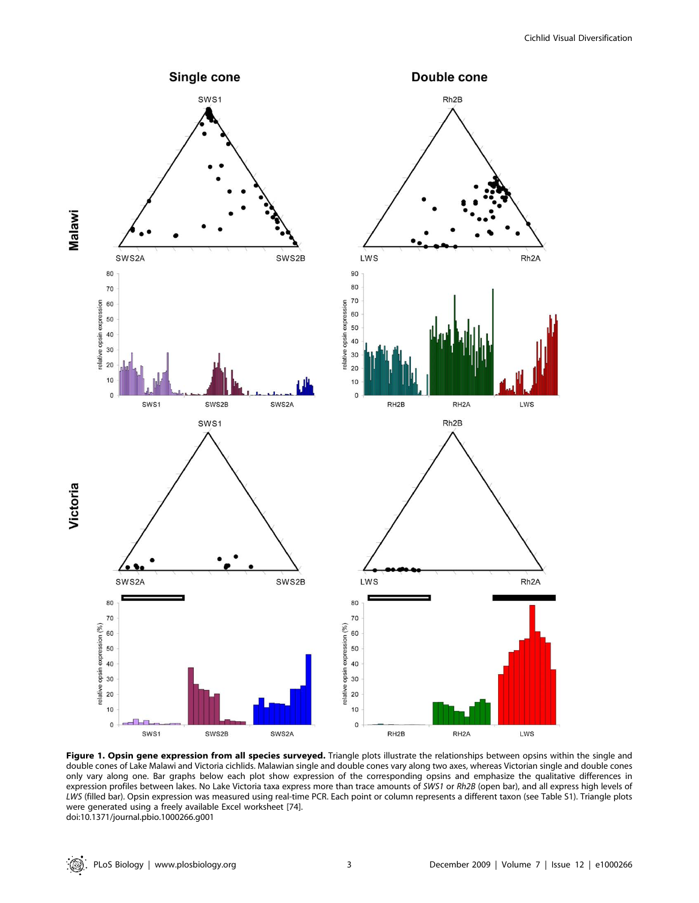**Figure 1. Opsin gene expression from all species surveyed.** Triangle plots illustrate the relationships between opsins within the single and double cones of Lake Malawi and Victoria cichlids. Malawian single and double cones vary along two axes, whereas Victorian single and double cones only vary along one. Bar graphs below each plot show expression of the corresponding opsins and emphasize the qualitative differences in expression profiles between lakes. No Lake Victoria taxa express more than trace amounts of *SWS1* or *Rh2B* (open bar), and all express high levels of *LWS* (filled bar). Opsin expression was measured using real-time PCR. Each point or column represents a different taxon (see Table S1). Triangle plots were generated using a freely available Excel worksheet [74].

doi:10.1371/journal.pbio.1000266.g001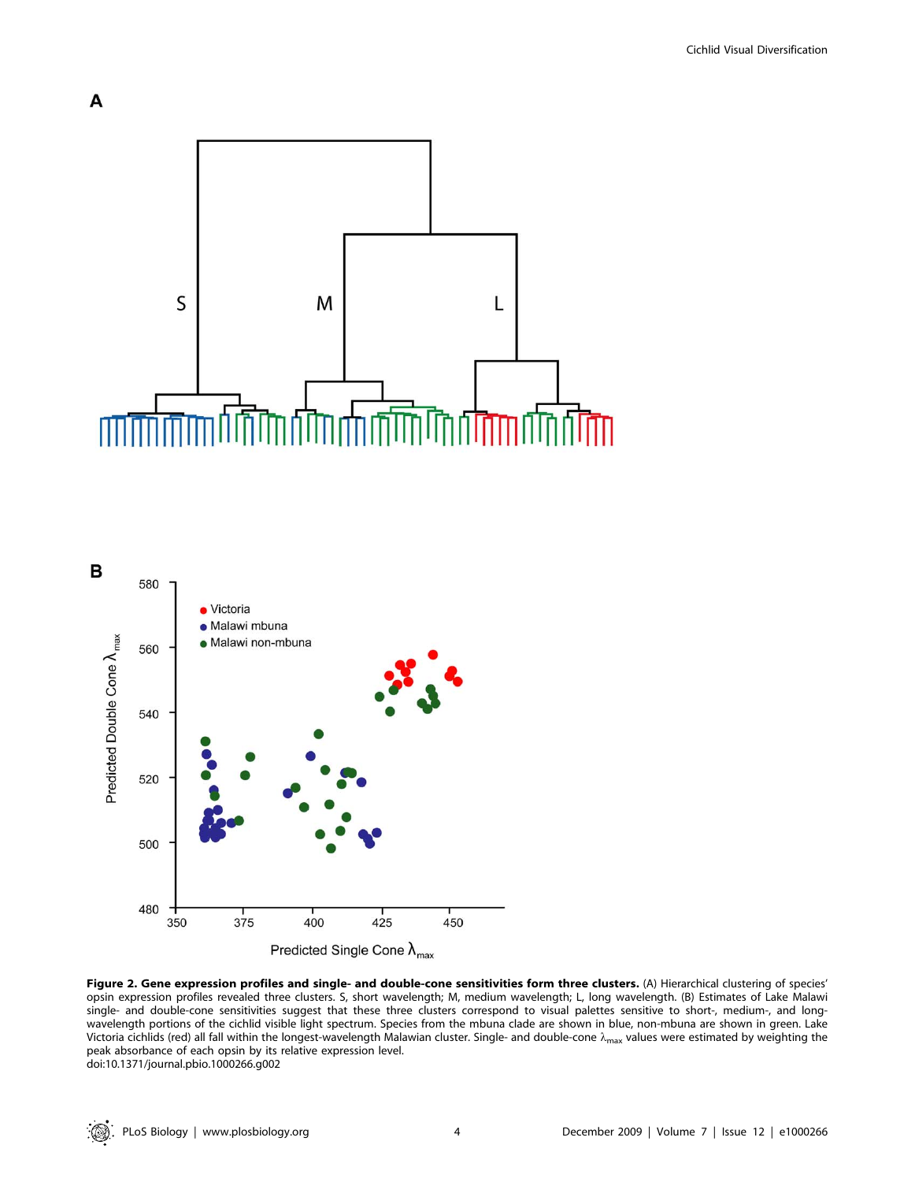**Figure 2. Gene expression profiles and single- and double-cone sensitivities form three clusters.** (A) Hierarchical clustering of species' opsin expression profiles revealed three clusters. S, short wavelength; M, medium wavelength; L, long wavelength. (B) Estimates of Lake Malawi single- and double-cone sensitivities suggest that these three clusters correspond to visual palettes sensitive to short-, medium-, and long-wavelength portions of the cichlid visible light spectrum. Species from the mbuna clade are shown in blue, non-mbuna are shown in green. Lake Victoria cichlids (red) all fall within the longest-wavelength Malawian cluster. Single- and double-cone $\lambda_{max}$ values were estimated by weighting the peak absorbance of each opsin by its relative expression level.

doi:10.1371/journal.pbio.1000266.g002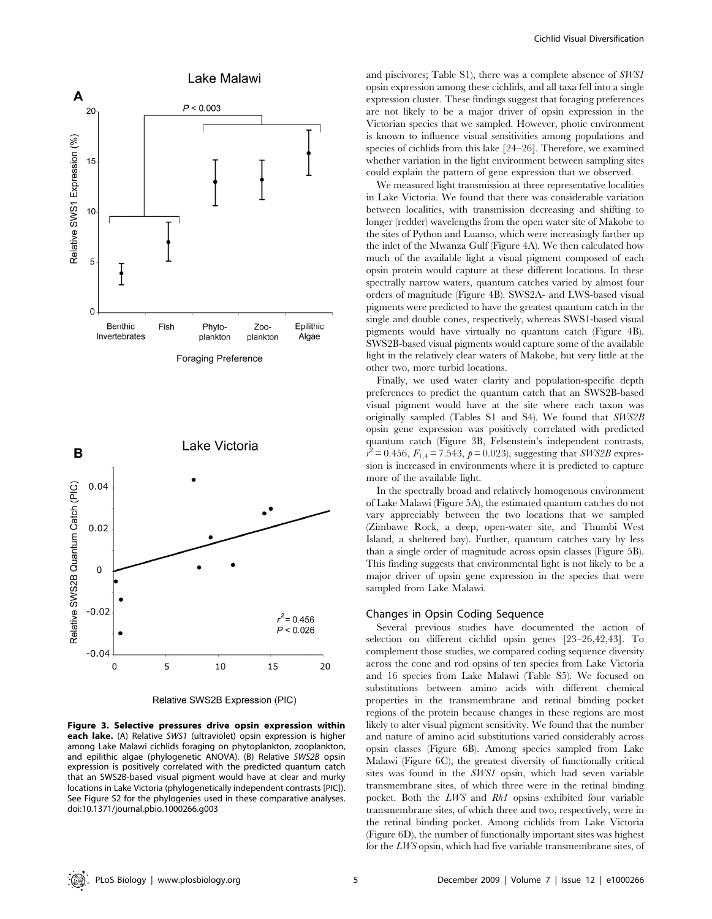**Figure 3. Selective pressures drive opsin expression within each lake.** (A) Relative *SWS1* (ultraviolet) opsin expression is higher among Lake Malawi cichlids foraging on phytoplankton, zooplankton, and epilithic algae (phylogenetic ANOVA). (B) Relative *SWS2B* opsin expression is positively correlated with the predicted quantum catch that an SWS2B-based visual pigment would have at clear and murky locations in Lake Victoria (phylogenetically independent contrasts [PIC]). See Figure S2 for the phylogenies used in these comparative analyses. doi:10.1371/journal.pbio.1000266.g003

and piscivores; Table S1), there was a complete absence of *SWS1* opsin expression among these cichlids, and all taxa fell into a single expression cluster. These findings suggest that foraging preferences are not likely to be a major driver of opsin expression in the Victorian species that we sampled. However, photic environment is known to influence visual sensitivities among populations and species of cichlids from this lake [24–26]. Therefore, we examined whether variation in the light environment between sampling sites could explain the pattern of gene expression that we observed.

We measured light transmission at three representative localities in Lake Victoria. We found that there was considerable variation between localities, with transmission decreasing and shifting to longer (redder) wavelengths from the open water site of Makobe to the sites of Python and Luanso, which were increasingly farther up the inlet of the Mwanza Gulf (Figure 4A). We then calculated how much of the available light a visual pigment composed of each opsin protein would capture at these different locations. In these spectrally narrow waters, quantum catches varied by almost four orders of magnitude (Figure 4B). SWS2A- and LWS-based visual pigments were predicted to have the greatest quantum catch in the single and double cones, respectively, whereas SWS1-based visual pigments would have virtually no quantum catch (Figure 4B). SWS2B-based visual pigments would capture some of the available light in the relatively clear waters of Makobe, but very little at the other two, more turbid locations.

Finally, we used water clarity and population-specific depth preferences to predict the quantum catch that an SWS2B-based visual pigment would have at the site where each taxon was originally sampled (Tables S1 and S4). We found that *SWS2B* opsin gene expression was positively correlated with predicted quantum catch (Figure 3B, Felsenstein's independent contrasts, $r^2 = 0.456$, $F_{1,4} = 7.543$, $p = 0.023$), suggesting that *SWS2B* expression is increased in environments where it is predicted to capture more of the available light.

In the spectrally broad and relatively homogenous environment of Lake Malawi (Figure 5A), the estimated quantum catches do not vary appreciably between the two locations that we sampled (Zimbawe Rock, a deep, open-water site, and Thumbi West Island, a sheltered bay). Further, quantum catches vary by less than a single order of magnitude across opsin classes (Figure 5B). This finding suggests that environmental light is not likely to be a major driver of opsin gene expression in the species that were sampled from Lake Malawi.

## Changes in Opsin Coding Sequence

Several previous studies have documented the action of selection on different cichlid opsin genes [23–26,42,43]. To complement those studies, we compared coding sequence diversity across the cone and rod opsins of ten species from Lake Victoria and 16 species from Lake Malawi (Table S5). We focused on substitutions between amino acids with different chemical properties in the transmembrane and retinal binding pocket regions of the protein because changes in these regions are most likely to alter visual pigment sensitivity. We found that the number and nature of amino acid substitutions varied considerably across opsin classes (Figure 6B). Among species sampled from Lake Malawi (Figure 6C), the greatest diversity of functionally critical sites was found in the *SWS1* opsin, which had seven variable transmembrane sites, of which three were in the retinal binding pocket. Both the *LWS* and *Rh1* opsins exhibited four variable transmembrane sites, of which three and two, respectively, were in the retinal binding pocket. Among cichlids from Lake Victoria (Figure 6D), the number of functionally important sites was highest for the *LWS* opsin, which had five variable transmembrane sites, of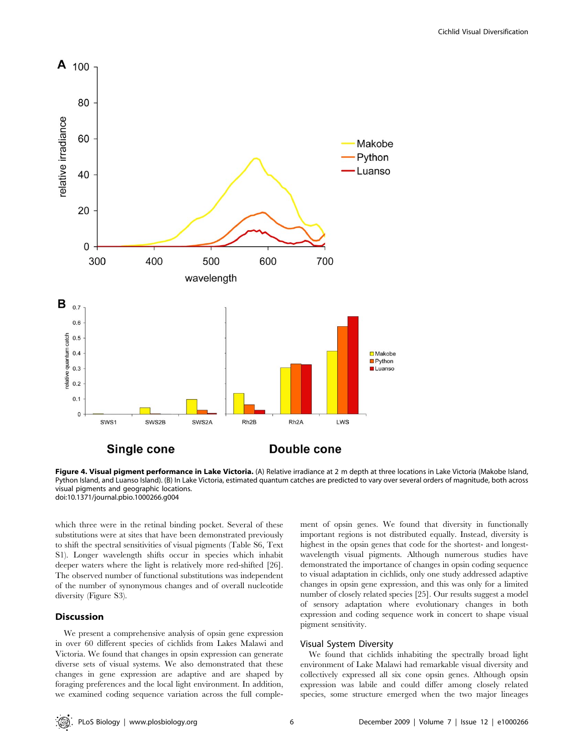**Figure 4. Visual pigment performance in Lake Victoria.** (A) Relative irradiance at 2 m depth at three locations in Lake Victoria (Makobe Island, Python Island, and Luanso Island). (B) In Lake Victoria, estimated quantum catches are predicted to vary over several orders of magnitude, both across visual pigments and geographic locations.
doi:10.1371/journal.pbio.1000266.g004

which three were in the retinal binding pocket. Several of these substitutions were at sites that have been demonstrated previously to shift the spectral sensitivities of visual pigments (Table S6, Text S1). Longer wavelength shifts occur in species which inhabit deeper waters where the light is relatively more red-shifted [26]. The observed number of functional substitutions was independent of the number of synonymous changes and of overall nucleotide diversity (Figure S3).

## Discussion

We present a comprehensive analysis of opsin gene expression in over 60 different species of cichlids from Lakes Malawi and Victoria. We found that changes in opsin expression can generate diverse sets of visual systems. We also demonstrated that these changes in gene expression are adaptive and are shaped by foraging preferences and the local light environment. In addition, we examined coding sequence variation across the full complement of opsin genes. We found that diversity in functionally important regions is not distributed equally. Instead, diversity is highest in the opsin genes that code for the shortest- and longest-wavelength visual pigments. Although numerous studies have demonstrated the importance of changes in opsin coding sequence to visual adaptation in cichlids, only one study addressed adaptive changes in opsin gene expression, and this was only for a limited number of closely related species [25]. Our results suggest a model of sensory adaptation where evolutionary changes in both expression and coding sequence work in concert to shape visual pigment sensitivity.

### Visual System Diversity

We found that cichlids inhabiting the spectrally broad light environment of Lake Malawi had remarkable visual diversity and collectively expressed all six cone opsin genes. Although opsin expression was labile and could differ among closely related species, some structure emerged when the two major lineages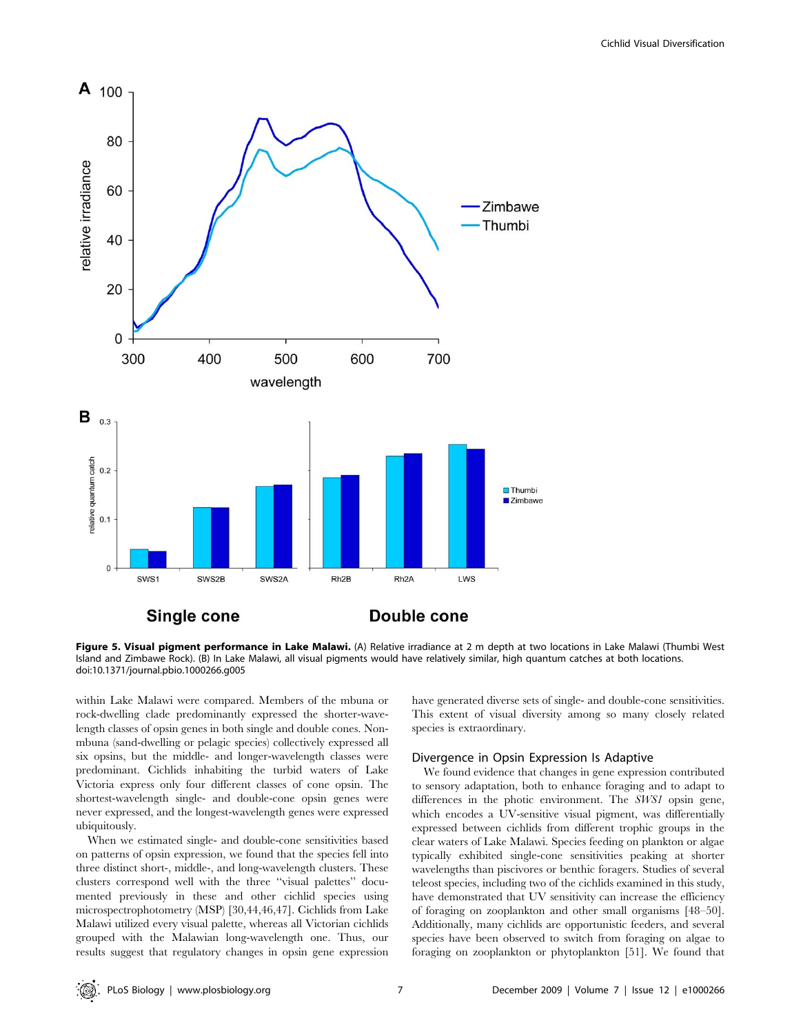**Figure 5. Visual pigment performance in Lake Malawi.** (A) Relative irradiance at 2 m depth at two locations in Lake Malawi (Thumbi West Island and Zimbawe Rock). (B) In Lake Malawi, all visual pigments would have relatively similar, high quantum catches at both locations.
doi:10.1371/journal.pbio.1000266.g005

within Lake Malawi were compared. Members of the mbuna or rock-dwelling clade predominantly expressed the shorter-wavelength classes of opsin genes in both single and double cones. Non-mbuna (sand-dwelling or pelagic species) collectively expressed all six opsins, but the middle- and longer-wavelength classes were predominant. Cichlids inhabiting the turbid waters of Lake Victoria express only four different classes of cone opsin. The shortest-wavelength single- and double-cone opsin genes were never expressed, and the longest-wavelength genes were expressed ubiquitously.

When we estimated single- and double-cone sensitivities based on patterns of opsin expression, we found that the species fell into three distinct short-, middle-, and long-wavelength clusters. These clusters correspond well with the three "visual palettes" documented previously in these and other cichlid species using microspectrophotometry (MSP) [30,44,46,47]. Cichlids from Lake Malawi utilized every visual palette, whereas all Victorian cichlids grouped with the Malawian long-wavelength one. Thus, our results suggest that regulatory changes in opsin gene expression have generated diverse sets of single- and double-cone sensitivities. This extent of visual diversity among so many closely related species is extraordinary.

## Divergence in Opsin Expression Is Adaptive

We found evidence that changes in gene expression contributed to sensory adaptation, both to enhance foraging and to adapt to differences in the photic environment. The *SWS1* opsin gene, which encodes a UV-sensitive visual pigment, was differentially expressed between cichlids from different trophic groups in the clear waters of Lake Malawi. Species feeding on plankton or algae typically exhibited single-cone sensitivities peaking at shorter wavelengths than piscivores or benthic foragers. Studies of several teleost species, including two of the cichlids examined in this study, have demonstrated that UV sensitivity can increase the efficiency of foraging on zooplankton and other small organisms [48–50]. Additionally, many cichlids are opportunistic feeders, and several species have been observed to switch from foraging on algae to foraging on zooplankton or phytoplankton [51]. We found that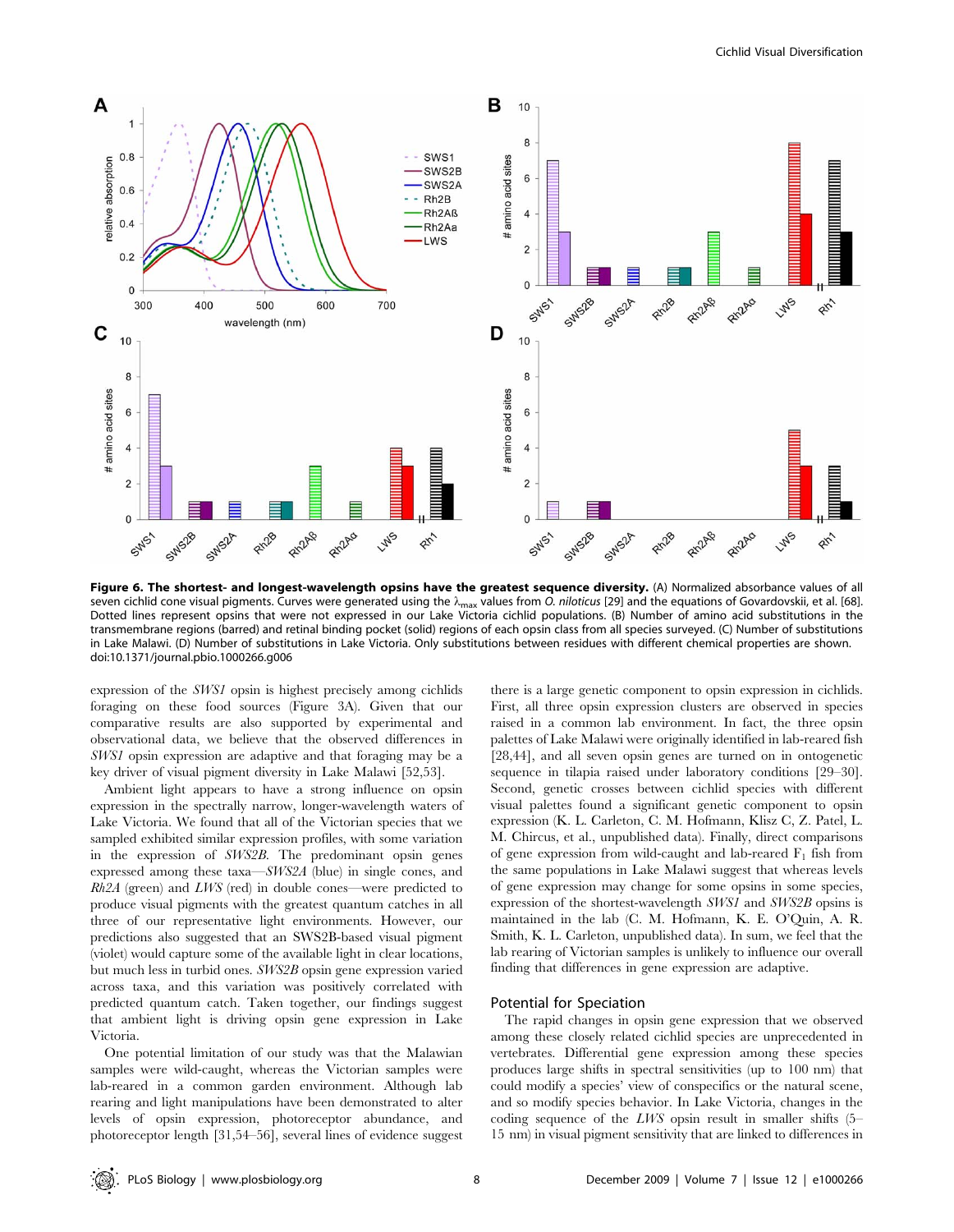**Figure 6. The shortest- and longest-wavelength opsins have the greatest sequence diversity.** (A) Normalized absorbance values of all seven cichlid cone visual pigments. Curves were generated using the $\lambda_{max}$ values from *O. niloticus* [29] and the equations of Govardovskii, et al. [68]. Dotted lines represent opsins that were not expressed in our Lake Victoria cichlid populations. (B) Number of amino acid substitutions in the transmembrane regions (barred) and retinal binding pocket (solid) regions of each opsin class from all species surveyed. (C) Number of substitutions in Lake Malawi. (D) Number of substitutions in Lake Victoria. Only substitutions between residues with different chemical properties are shown.
doi:10.1371/journal.pbio.1000266.g006

expression of the *SWS1* opsin is highest precisely among cichlids foraging on these food sources (Figure 3A). Given that our comparative results are also supported by experimental and observational data, we believe that the observed differences in *SWS1* opsin expression are adaptive and that foraging may be a key driver of visual pigment diversity in Lake Malawi [52,53].

Ambient light appears to have a strong influence on opsin expression in the spectrally narrow, longer-wavelength waters of Lake Victoria. We found that all of the Victorian species that we sampled exhibited similar expression profiles, with some variation in the expression of *SWS2B*. The predominant opsin genes expressed among these taxa—*SWS2A* (blue) in single cones, and *Rh2A* (green) and *LWS* (red) in double cones—were predicted to produce visual pigments with the greatest quantum catches in all three of our representative light environments. However, our predictions also suggested that an SWS2B-based visual pigment (violet) would capture some of the available light in clear locations, but much less in turbid ones. *SWS2B* opsin gene expression varied across taxa, and this variation was positively correlated with predicted quantum catch. Taken together, our findings suggest that ambient light is driving opsin gene expression in Lake Victoria.

One potential limitation of our study was that the Malawian samples were wild-caught, whereas the Victorian samples were lab-reared in a common garden environment. Although lab rearing and light manipulations have been demonstrated to alter levels of opsin expression, photoreceptor abundance, and photoreceptor length [31,54–56], several lines of evidence suggest there is a large genetic component to opsin expression in cichlids. First, all three opsin expression clusters are observed in species raised in a common lab environment. In fact, the three opsin palettes of Lake Malawi were originally identified in lab-reared fish [28,44], and all seven opsin genes are turned on in ontogenetic sequence in tilapia raised under laboratory conditions [29–30]. Second, genetic crosses between cichlid species with different visual palettes found a significant genetic component to opsin expression (K. L. Carleton, C. M. Hofmann, Klisz C, Z. Patel, L. M. Chircus, et al., unpublished data). Finally, direct comparisons of gene expression from wild-caught and lab-reared $F_1$ fish from the same populations in Lake Malawi suggest that whereas levels of gene expression may change for some opsins in some species, expression of the shortest-wavelength *SWS1* and *SWS2B* opsins is maintained in the lab (C. M. Hofmann, K. E. O'Quin, A. R. Smith, K. L. Carleton, unpublished data). In sum, we feel that the lab rearing of Victorian samples is unlikely to influence our overall finding that differences in gene expression are adaptive.

## Potential for Speciation

The rapid changes in opsin gene expression that we observed among these closely related cichlid species are unprecedented in vertebrates. Differential gene expression among these species produces large shifts in spectral sensitivities (up to 100 nm) that could modify a species' view of conspecifics or the natural scene, and so modify species behavior. In Lake Victoria, changes in the coding sequence of the *LWS* opsin result in smaller shifts (5–15 nm) in visual pigment sensitivity that are linked to differences in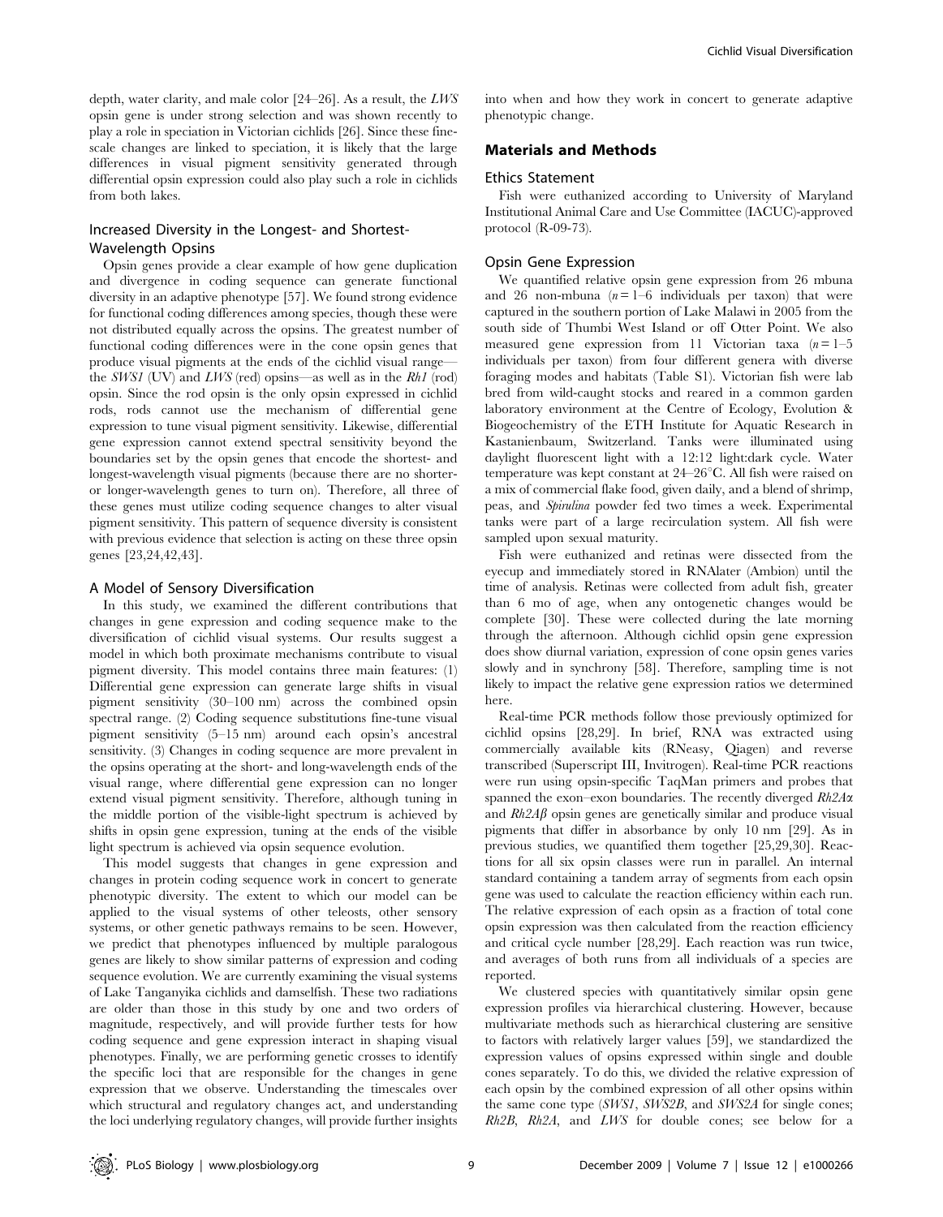depth, water clarity, and male color [24–26]. As a result, the *LWS* opsin gene is under strong selection and was shown recently to play a role in speciation in Victorian cichlids [26]. Since these fine-scale changes are linked to speciation, it is likely that the large differences in visual pigment sensitivity generated through differential opsin expression could also play such a role in cichlids from both lakes.

### Increased Diversity in the Longest- and Shortest-Wavelength Opsins

Opsin genes provide a clear example of how gene duplication and divergence in coding sequence can generate functional diversity in an adaptive phenotype [57]. We found strong evidence for functional coding differences among species, though these were not distributed equally across the opsins. The greatest number of functional coding differences were in the cone opsin genes that produce visual pigments at the ends of the cichlid visual range—the *SWS1* (UV) and *LWS* (red) opsins—as well as in the *Rh1* (rod) opsin. Since the rod opsin is the only opsin expressed in cichlid rods, rods cannot use the mechanism of differential gene expression to tune visual pigment sensitivity. Likewise, differential gene expression cannot extend spectral sensitivity beyond the boundaries set by the opsin genes that encode the shortest- and longest-wavelength visual pigments (because there are no shorter- or longer-wavelength genes to turn on). Therefore, all three of these genes must utilize coding sequence changes to alter visual pigment sensitivity. This pattern of sequence diversity is consistent with previous evidence that selection is acting on these three opsin genes [23,24,42,43].

### A Model of Sensory Diversification

In this study, we examined the different contributions that changes in gene expression and coding sequence make to the diversification of cichlid visual systems. Our results suggest a model in which both proximate mechanisms contribute to visual pigment diversity. This model contains three main features: (1) Differential gene expression can generate large shifts in visual pigment sensitivity (30–100 nm) across the combined opsin spectral range. (2) Coding sequence substitutions fine-tune visual pigment sensitivity (5–15 nm) around each opsin's ancestral sensitivity. (3) Changes in coding sequence are more prevalent in the opsins operating at the short- and long-wavelength ends of the visual range, where differential gene expression can no longer extend visual pigment sensitivity. Therefore, although tuning in the middle portion of the visible-light spectrum is achieved by shifts in opsin gene expression, tuning at the ends of the visible light spectrum is achieved via opsin sequence evolution.

This model suggests that changes in gene expression and changes in protein coding sequence work in concert to generate phenotypic diversity. The extent to which our model can be applied to the visual systems of other teleosts, other sensory systems, or other genetic pathways remains to be seen. However, we predict that phenotypes influenced by multiple paralogous genes are likely to show similar patterns of expression and coding sequence evolution. We are currently examining the visual systems of Lake Tanganyika cichlids and damselfish. These two radiations are older than those in this study by one and two orders of magnitude, respectively, and will provide further tests for how coding sequence and gene expression interact in shaping visual phenotypes. Finally, we are performing genetic crosses to identify the specific loci that are responsible for the changes in gene expression that we observe. Understanding the timescales over which structural and regulatory changes act, and understanding the loci underlying regulatory changes, will provide further insights into when and how they work in concert to generate adaptive phenotypic change.

## Materials and Methods

### Ethics Statement

Fish were euthanized according to University of Maryland Institutional Animal Care and Use Committee (IACUC)-approved protocol (R-09-73).

### Opsin Gene Expression

We quantified relative opsin gene expression from 26 mbuna and 26 non-mbuna ($n = 1$–6 individuals per taxon) that were captured in the southern portion of Lake Malawi in 2005 from the south side of Thumbi West Island or off Otter Point. We also measured gene expression from 11 Victorian taxa ($n = 1$–5 individuals per taxon) from four different genera with diverse foraging modes and habitats (Table S1). Victorian fish were lab bred from wild-caught stocks and reared in a common garden laboratory environment at the Centre of Ecology, Evolution & Biogeochemistry of the ETH Institute for Aquatic Research in Kastanienbaum, Switzerland. Tanks were illuminated using daylight fluorescent light with a 12:12 light:dark cycle. Water temperature was kept constant at 24–26°C. All fish were raised on a mix of commercial flake food, given daily, and a blend of shrimp, peas, and *Spirulina* powder fed two times a week. Experimental tanks were part of a large recirculation system. All fish were sampled upon sexual maturity.

Fish were euthanized and retinas were dissected from the eyecup and immediately stored in RNAlater (Ambion) until the time of analysis. Retinas were collected from adult fish, greater than 6 mo of age, when any ontogenetic changes would be complete [30]. These were collected during the late morning through the afternoon. Although cichlid opsin gene expression does show diurnal variation, expression of cone opsin genes varies slowly and in synchrony [58]. Therefore, sampling time is not likely to impact the relative gene expression ratios we determined here.

Real-time PCR methods follow those previously optimized for cichlid opsins [28,29]. In brief, RNA was extracted using commercially available kits (RNeasy, Qiagen) and reverse transcribed (Superscript III, Invitrogen). Real-time PCR reactions were run using opsin-specific TaqMan primers and probes that spanned the exon–exon boundaries. The recently diverged *Rh2Aα* and *Rh2Aβ* opsin genes are genetically similar and produce visual pigments that differ in absorbance by only 10 nm [29]. As in previous studies, we quantified them together [25,29,30]. Reactions for all six opsin classes were run in parallel. An internal standard containing a tandem array of segments from each opsin gene was used to calculate the reaction efficiency within each run. The relative expression of each opsin as a fraction of total cone opsin expression was then calculated from the reaction efficiency and critical cycle number [28,29]. Each reaction was run twice, and averages of both runs from all individuals of a species are reported.

We clustered species with quantitatively similar opsin gene expression profiles via hierarchical clustering. However, because multivariate methods such as hierarchical clustering are sensitive to factors with relatively larger values [59], we standardized the expression values of opsins expressed within single and double cones separately. To do this, we divided the relative expression of each opsin by the combined expression of all other opsins within the same cone type (*SWS1*, *SWS2B*, and *SWS2A* for single cones; *Rh2B*, *Rh2A*, and *LWS* for double cones; see below for a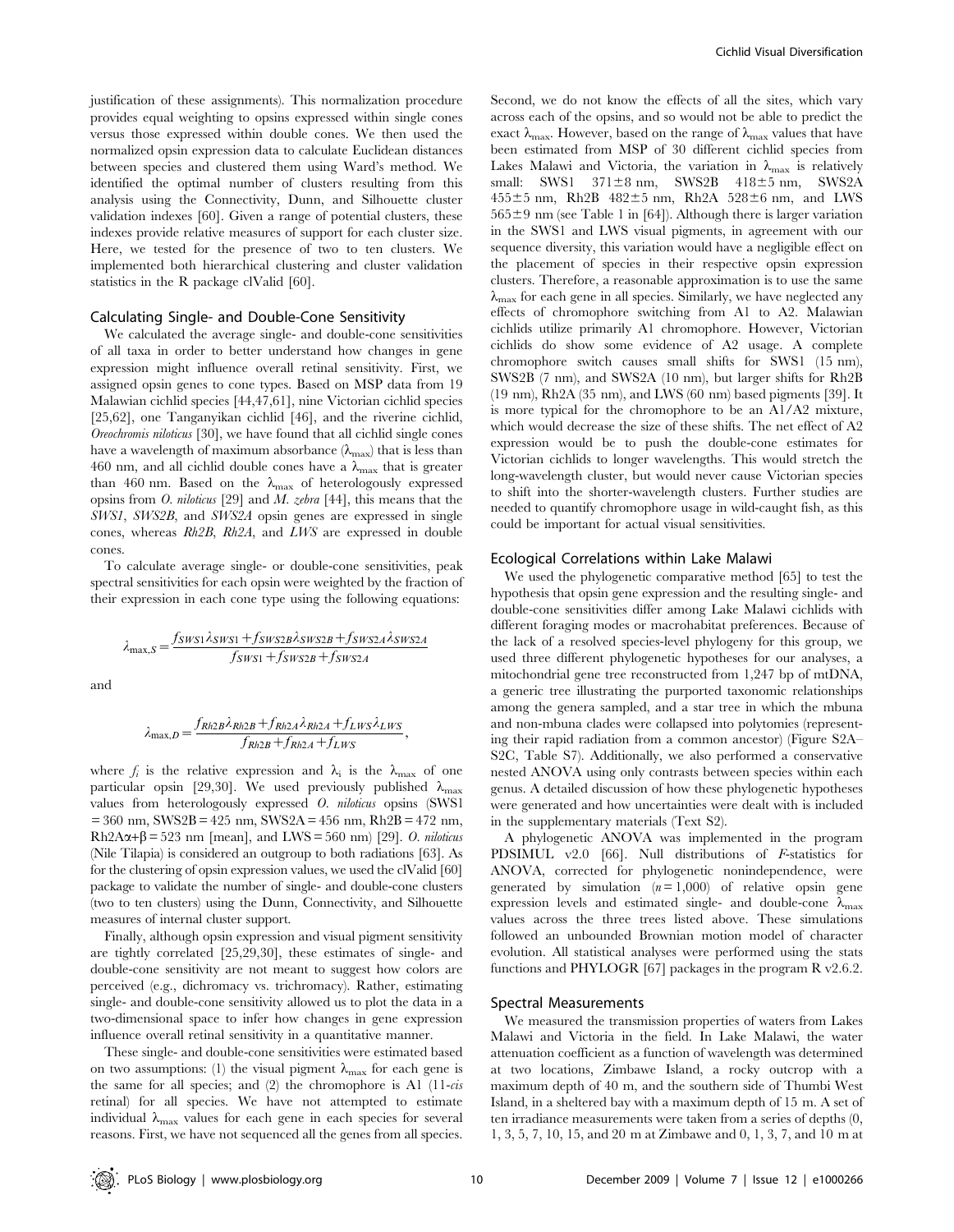justification of these assignments). This normalization procedure provides equal weighting to opsins expressed within single cones versus those expressed within double cones. We then used the normalized opsin expression data to calculate Euclidean distances between species and clustered them using Ward's method. We identified the optimal number of clusters resulting from this analysis using the Connectivity, Dunn, and Silhouette cluster validation indexes [60]. Given a range of potential clusters, these indexes provide relative measures of support for each cluster size. Here, we tested for the presence of two to ten clusters. We implemented both hierarchical clustering and cluster validation statistics in the R package clValid [60].

### Calculating Single- and Double-Cone Sensitivity

We calculated the average single- and double-cone sensitivities of all taxa in order to better understand how changes in gene expression might influence overall retinal sensitivity. First, we assigned opsin genes to cone types. Based on MSP data from 19 Malawian cichlid species [44,47,61], nine Victorian cichlid species [25,62], one Tanganyikan cichlid [46], and the riverine cichlid, *Oreochromis niloticus* [30], we have found that all cichlid single cones have a wavelength of maximum absorbance ($\lambda_{max}$) that is less than 460 nm, and all cichlid double cones have a $\lambda_{max}$ that is greater than 460 nm. Based on the $\lambda_{max}$ of heterologously expressed opsins from *O. niloticus* [29] and *M. zebra* [44], this means that the *SWS1*, *SWS2B*, and *SWS2A* opsin genes are expressed in single cones, whereas *Rh2B*, *Rh2A*, and *LWS* are expressed in double cones.

To calculate average single- or double-cone sensitivities, peak spectral sensitivities for each opsin were weighted by the fraction of their expression in each cone type using the following equations:

$$\lambda_{max,S} = \frac{f_{SWS1}\lambda_{SWS1} + f_{SWS2B}\lambda_{SWS2B} + f_{SWS2A}\lambda_{SWS2A}}{f_{SWS1} + f_{SWS2B} + f_{SWS2A}}$$

and

$$\lambda_{max,D} = \frac{f_{Rh2B}\lambda_{Rh2B} + f_{Rh2A}\lambda_{Rh2A} + f_{LWS}\lambda_{LWS}}{f_{Rh2B} + f_{Rh2A} + f_{LWS}},$$

where $f_i$ is the relative expression and $\lambda_i$ is the $\lambda_{max}$ of one particular opsin [29,30]. We used previously published $\lambda_{max}$ values from heterologously expressed *O. niloticus* opsins (SWS1 = 360 nm, SWS2B = 425 nm, SWS2A = 456 nm, Rh2B = 472 nm, Rh2A$\alpha$+$\beta$ = 523 nm [mean], and LWS = 560 nm) [29]. *O. niloticus* (Nile Tilapia) is considered an outgroup to both radiations [63]. As for the clustering of opsin expression values, we used the clValid [60] package to validate the number of single- and double-cone clusters (two to ten clusters) using the Dunn, Connectivity, and Silhouette measures of internal cluster support.

Finally, although opsin expression and visual pigment sensitivity are tightly correlated [25,29,30], these estimates of single- and double-cone sensitivity are not meant to suggest how colors are perceived (e.g., dichromacy vs. trichromacy). Rather, estimating single- and double-cone sensitivity allowed us to plot the data in a two-dimensional space to infer how changes in gene expression influence overall retinal sensitivity in a quantitative manner.

These single- and double-cone sensitivities were estimated based on two assumptions: (1) the visual pigment $\lambda_{max}$ for each gene is the same for all species; and (2) the chromophore is A1 (11-*cis* retinal) for all species. We have not attempted to estimate individual $\lambda_{max}$ values for each gene in each species for several reasons. First, we have not sequenced all the genes from all species. Second, we do not know the effects of all the sites, which vary across each of the opsins, and so would not be able to predict the exact $\lambda_{max}$. However, based on the range of $\lambda_{max}$ values that have been estimated from MSP of 30 different cichlid species from Lakes Malawi and Victoria, the variation in $\lambda_{max}$ is relatively small: SWS1 371±8 nm, SWS2B 418±5 nm, SWS2A 455±5 nm, Rh2B 482±5 nm, Rh2A 528±6 nm, and LWS 565±9 nm (see Table 1 in [64]). Although there is larger variation in the SWS1 and LWS visual pigments, in agreement with our sequence diversity, this variation would have a negligible effect on the placement of species in their respective opsin expression clusters. Therefore, a reasonable approximation is to use the same $\lambda_{max}$ for each gene in all species. Similarly, we have neglected any effects of chromophore switching from A1 to A2. Malawian cichlids utilize primarily A1 chromophore. However, Victorian cichlids do show some evidence of A2 usage. A complete chromophore switch causes small shifts for SWS1 (15 nm), SWS2B (7 nm), and SWS2A (10 nm), but larger shifts for Rh2B (19 nm), Rh2A (35 nm), and LWS (60 nm) based pigments [39]. It is more typical for the chromophore to be an A1/A2 mixture, which would decrease the size of these shifts. The net effect of A2 expression would be to push the double-cone estimates for Victorian cichlids to longer wavelengths. This would stretch the long-wavelength cluster, but would never cause Victorian species to shift into the shorter-wavelength clusters. Further studies are needed to quantify chromophore usage in wild-caught fish, as this could be important for actual visual sensitivities.

### Ecological Correlations within Lake Malawi

We used the phylogenetic comparative method [65] to test the hypothesis that opsin gene expression and the resulting single- and double-cone sensitivities differ among Lake Malawi cichlids with different foraging modes or macrohabitat preferences. Because of the lack of a resolved species-level phylogeny for this group, we used three different phylogenetic hypotheses for our analyses, a mitochondrial gene tree reconstructed from 1,247 bp of mtDNA, a generic tree illustrating the purported taxonomic relationships among the genera sampled, and a star tree in which the mbuna and non-mbuna clades were collapsed into polytomies (representing their rapid radiation from a common ancestor) (Figure S2A–S2C, Table S7). Additionally, we also performed a conservative nested ANOVA using only contrasts between species within each genus. A detailed discussion of how these phylogenetic hypotheses were generated and how uncertainties were dealt with is included in the supplementary materials (Text S2).

A phylogenetic ANOVA was implemented in the program PDSIMUL v2.0 [66]. Null distributions of *F*-statistics for ANOVA, corrected for phylogenetic nonindependence, were generated by simulation ($n = 1{,}000$) of relative opsin gene expression levels and estimated single- and double-cone $\lambda_{max}$ values across the three trees listed above. These simulations followed an unbounded Brownian motion model of character evolution. All statistical analyses were performed using the stats functions and PHYLOGR [67] packages in the program R v2.6.2.

### Spectral Measurements

We measured the transmission properties of waters from Lakes Malawi and Victoria in the field. In Lake Malawi, the water attenuation coefficient as a function of wavelength was determined at two locations, Zimbawe Island, a rocky outcrop with a maximum depth of 40 m, and the southern side of Thumbi West Island, in a sheltered bay with a maximum depth of 15 m. A set of ten irradiance measurements were taken from a series of depths (0, 1, 3, 5, 7, 10, 15, and 20 m at Zimbawe and 0, 1, 3, 7, and 10 m at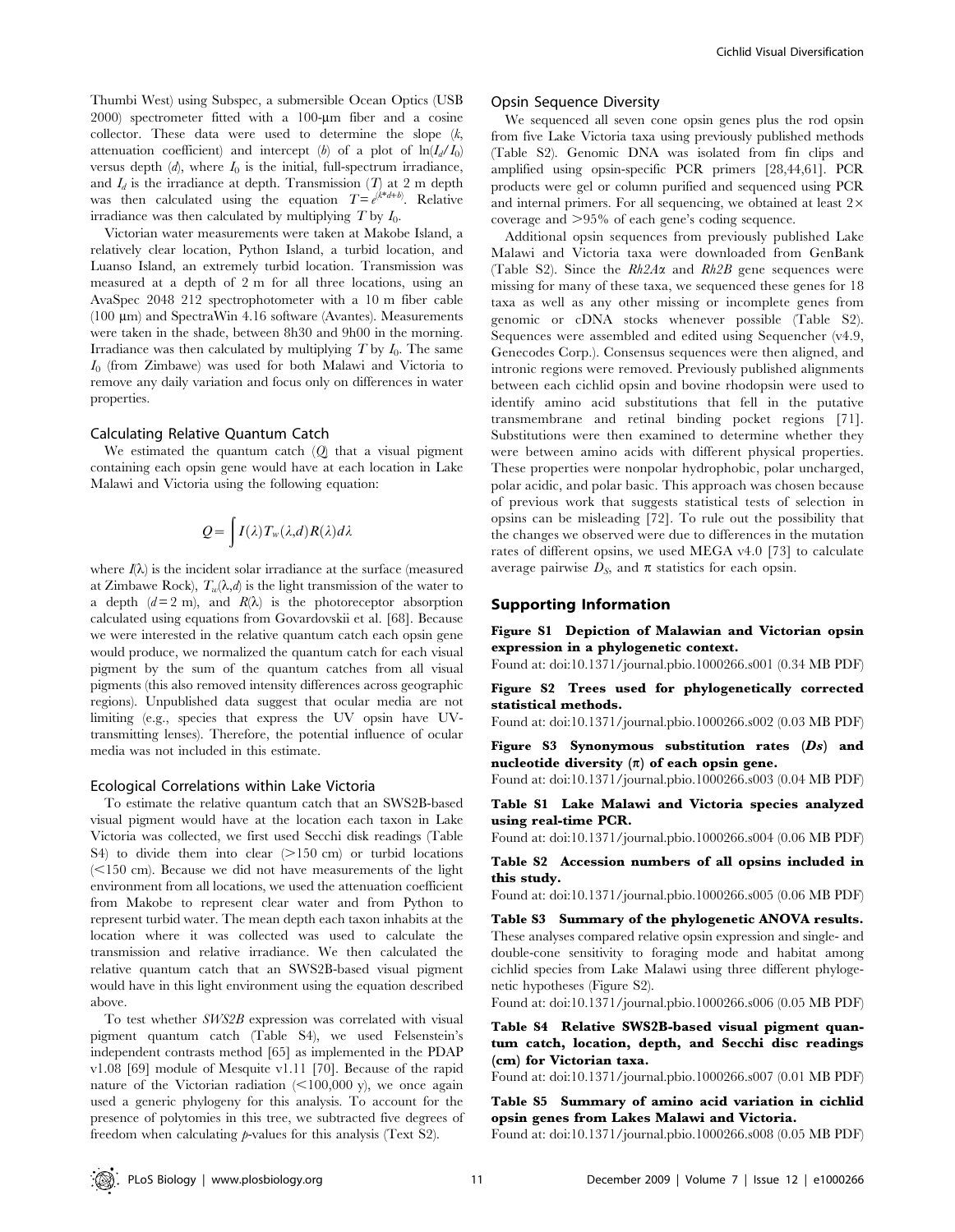Thumbi West) using Subspec, a submersible Ocean Optics (USB 2000) spectrometer fitted with a 100-µm fiber and a cosine collector. These data were used to determine the slope ($k$, attenuation coefficient) and intercept ($b$) of a plot of $\ln(I_d/I_0)$ versus depth ($d$), where $I_0$ is the initial, full-spectrum irradiance, and $I_d$ is the irradiance at depth. Transmission ($T$) at 2 m depth was then calculated using the equation $T = e^{(k*d+b)}$. Relative irradiance was then calculated by multiplying $T$ by $I_0$.

Victorian water measurements were taken at Makobe Island, a relatively clear location, Python Island, a turbid location, and Luanso Island, an extremely turbid location. Transmission was measured at a depth of 2 m for all three locations, using an AvaSpec 2048 212 spectrophotometer with a 10 m fiber cable (100 µm) and SpectraWin 4.16 software (Avantes). Measurements were taken in the shade, between 8h30 and 9h00 in the morning. Irradiance was then calculated by multiplying $T$ by $I_0$. The same $I_0$ (from Zimbawe) was used for both Malawi and Victoria to remove any daily variation and focus only on differences in water properties.

### Calculating Relative Quantum Catch

We estimated the quantum catch ($Q$) that a visual pigment containing each opsin gene would have at each location in Lake Malawi and Victoria using the following equation:

$$Q = \int I(\lambda) T_w(\lambda, d) R(\lambda) d\lambda$$

where $I(\lambda)$ is the incident solar irradiance at the surface (measured at Zimbawe Rock), $T_w(\lambda,d)$ is the light transmission of the water to a depth ($d = 2$ m), and $R(\lambda)$ is the photoreceptor absorption calculated using equations from Govardovskii et al. [68]. Because we were interested in the relative quantum catch each opsin gene would produce, we normalized the quantum catch for each visual pigment by the sum of the quantum catches from all visual pigments (this also removed intensity differences across geographic regions). Unpublished data suggest that ocular media are not limiting (e.g., species that express the UV opsin have UV-transmitting lenses). Therefore, the potential influence of ocular media was not included in this estimate.

### Ecological Correlations within Lake Victoria

To estimate the relative quantum catch that an SWS2B-based visual pigment would have at the location each taxon in Lake Victoria was collected, we first used Secchi disk readings (Table S4) to divide them into clear (>150 cm) or turbid locations (<150 cm). Because we did not have measurements of the light environment from all locations, we used the attenuation coefficient from Makobe to represent clear water and from Python to represent turbid water. The mean depth each taxon inhabits at the location where it was collected was used to calculate the transmission and relative irradiance. We then calculated the relative quantum catch that an SWS2B-based visual pigment would have in this light environment using the equation described above.

To test whether *SWS2B* expression was correlated with visual pigment quantum catch (Table S4), we used Felsenstein's independent contrasts method [65] as implemented in the PDAP v1.08 [69] module of Mesquite v1.11 [70]. Because of the rapid nature of the Victorian radiation (<100,000 y), we once again used a generic phylogeny for this analysis. To account for the presence of polytomies in this tree, we subtracted five degrees of freedom when calculating $p$-values for this analysis (Text S2).

### Opsin Sequence Diversity

We sequenced all seven cone opsin genes plus the rod opsin from five Lake Victoria taxa using previously published methods (Table S2). Genomic DNA was isolated from fin clips and amplified using opsin-specific PCR primers [28,44,61]. PCR products were gel or column purified and sequenced using PCR and internal primers. For all sequencing, we obtained at least 2× coverage and >95% of each gene's coding sequence.

Additional opsin sequences from previously published Lake Malawi and Victoria taxa were downloaded from GenBank (Table S2). Since the *Rh2Aα* and *Rh2B* gene sequences were missing for many of these taxa, we sequenced these genes for 18 taxa as well as any other missing or incomplete genes from genomic or cDNA stocks whenever possible (Table S2). Sequences were assembled and edited using Sequencher (v4.9, Genecodes Corp.). Consensus sequences were then aligned, and intronic regions were removed. Previously published alignments between each cichlid opsin and bovine rhodopsin were used to identify amino acid substitutions that fell in the putative transmembrane and retinal binding pocket regions [71]. Substitutions were then examined to determine whether they were between amino acids with different physical properties. These properties were nonpolar hydrophobic, polar uncharged, polar acidic, and polar basic. This approach was chosen because of previous work that suggests statistical tests of selection in opsins can be misleading [72]. To rule out the possibility that the changes we observed were due to differences in the mutation rates of different opsins, we used MEGA v4.0 [73] to calculate average pairwise $D_S$, and $\pi$ statistics for each opsin.

## Supporting Information

**Figure S1 Depiction of Malawian and Victorian opsin expression in a phylogenetic context.**
Found at: doi:10.1371/journal.pbio.1000266.s001 (0.34 MB PDF)

**Figure S2 Trees used for phylogenetically corrected statistical methods.**
Found at: doi:10.1371/journal.pbio.1000266.s002 (0.03 MB PDF)

**Figure S3 Synonymous substitution rates (*Ds*) and nucleotide diversity ($\pi$) of each opsin gene.**
Found at: doi:10.1371/journal.pbio.1000266.s003 (0.04 MB PDF)

**Table S1 Lake Malawi and Victoria species analyzed using real-time PCR.**
Found at: doi:10.1371/journal.pbio.1000266.s004 (0.06 MB PDF)

**Table S2 Accession numbers of all opsins included in this study.**
Found at: doi:10.1371/journal.pbio.1000266.s005 (0.06 MB PDF)

**Table S3 Summary of the phylogenetic ANOVA results.** These analyses compared relative opsin expression and single- and double-cone sensitivity to foraging mode and habitat among cichlid species from Lake Malawi using three different phylogenetic hypotheses (Figure S2).
Found at: doi:10.1371/journal.pbio.1000266.s006 (0.05 MB PDF)

**Table S4 Relative SWS2B-based visual pigment quantum catch, location, depth, and Secchi disc readings (cm) for Victorian taxa.**
Found at: doi:10.1371/journal.pbio.1000266.s007 (0.01 MB PDF)

**Table S5 Summary of amino acid variation in cichlid opsin genes from Lakes Malawi and Victoria.**
Found at: doi:10.1371/journal.pbio.1000266.s008 (0.05 MB PDF)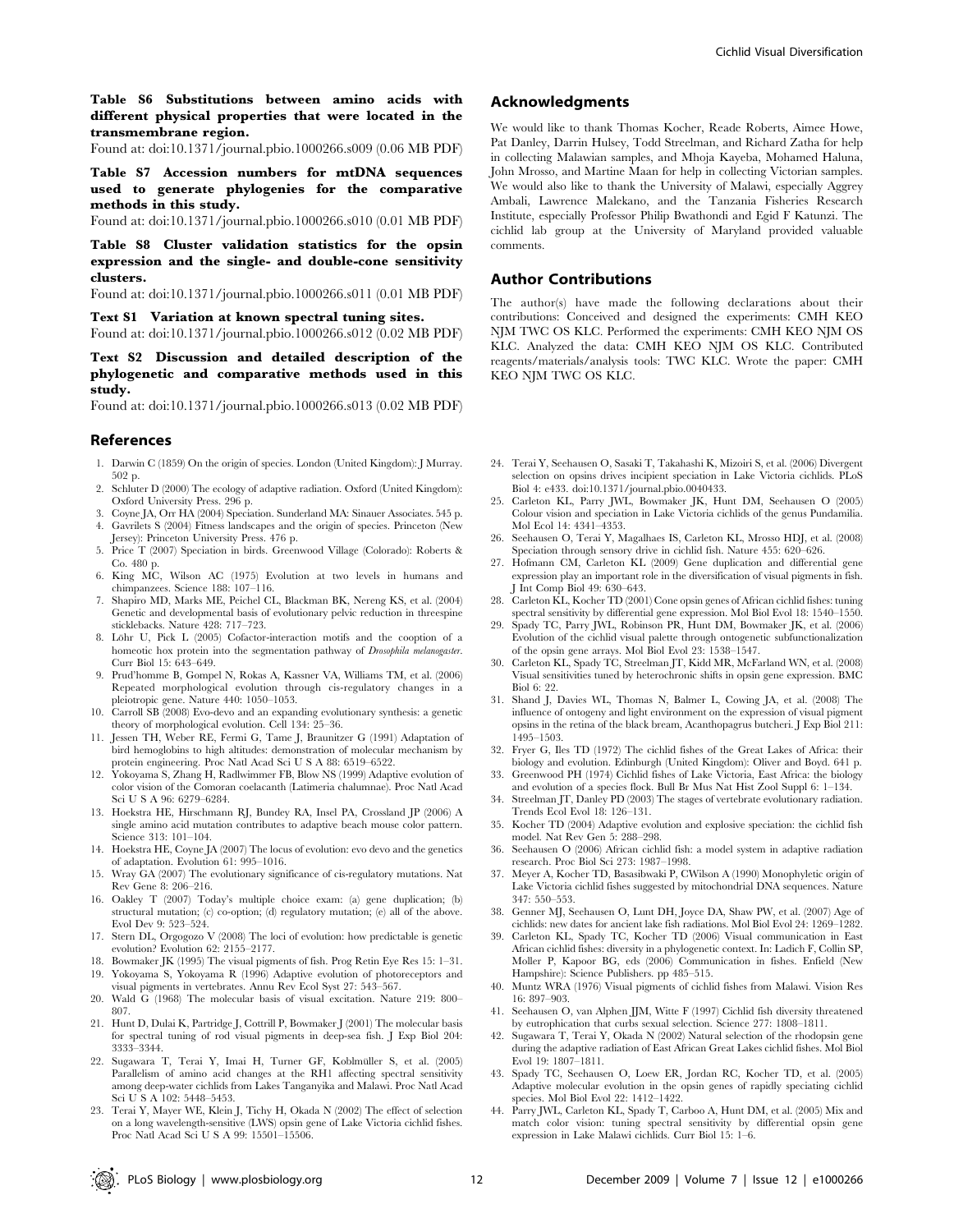**Table S6 Substitutions between amino acids with different physical properties that were located in the transmembrane region.**

Found at: doi:10.1371/journal.pbio.1000266.s009 (0.06 MB PDF)

**Table S7 Accession numbers for mtDNA sequences used to generate phylogenies for the comparative methods in this study.**

Found at: doi:10.1371/journal.pbio.1000266.s010 (0.01 MB PDF)

**Table S8 Cluster validation statistics for the opsin expression and the single- and double-cone sensitivity clusters.**

Found at: doi:10.1371/journal.pbio.1000266.s011 (0.01 MB PDF)

**Text S1 Variation at known spectral tuning sites.**

Found at: doi:10.1371/journal.pbio.1000266.s012 (0.02 MB PDF)

**Text S2 Discussion and detailed description of the phylogenetic and comparative methods used in this study.**

Found at: doi:10.1371/journal.pbio.1000266.s013 (0.02 MB PDF)

## Acknowledgments

We would like to thank Thomas Kocher, Reade Roberts, Aimee Howe, Pat Danley, Darrin Hulsey, Todd Streelman, and Richard Zatha for help in collecting Malawian samples, and Mhoja Kayeba, Mohamed Haluna, John Mrosso, and Martine Maan for help in collecting Victorian samples. We would also like to thank the University of Malawi, especially Aggrey Ambali, Lawrence Malekano, and the Tanzania Fisheries Research Institute, especially Professor Philip Bwathondi and Egid F Katunzi. The cichlid lab group at the University of Maryland provided valuable comments.

## Author Contributions

The author(s) have made the following declarations about their contributions: Conceived and designed the experiments: CMH KEO NJM TWC OS KLC. Performed the experiments: CMH KEO NJM OS KLC. Analyzed the data: CMH KEO NJM OS KLC. Contributed reagents/materials/analysis tools: TWC KLC. Wrote the paper: CMH KEO NJM TWC OS KLC.

## References

1. Darwin C (1859) On the origin of species. London (United Kingdom): J Murray. 502 p.
2. Schluter D (2000) The ecology of adaptive radiation. Oxford (United Kingdom): Oxford University Press. 296 p.
3. Coyne JA, Orr HA (2004) Speciation. Sunderland MA: Sinauer Associates. 545 p.
4. Gavrilets S (2004) Fitness landscapes and the origin of species. Princeton (New Jersey): Princeton University Press. 476 p.
5. Price T (2007) Speciation in birds. Greenwood Village (Colorado): Roberts & Co. 480 p.
6. King MC, Wilson AC (1975) Evolution at two levels in humans and chimpanzees. Science 188: 107–116.
7. Shapiro MD, Marks ME, Peichel CL, Blackman BK, Nereng KS, et al. (2004) Genetic and developmental basis of evolutionary pelvic reduction in threespine sticklebacks. Nature 428: 717–723.
8. Löhr U, Pick L (2005) Cofactor-interaction motifs and the cooption of a homeotic hox protein into the segmentation pathway of *Drosophila melanogaster*. Curr Biol 15: 643–649.
9. Prud'homme B, Gompel N, Rokas A, Kassner VA, Williams TM, et al. (2006) Repeated morphological evolution through cis-regulatory changes in a pleiotropic gene. Nature 440: 1050–1053.
10. Carroll SB (2008) Evo-devo and an expanding evolutionary synthesis: a genetic theory of morphological evolution. Cell 134: 25–36.
11. Jessen TH, Weber RE, Fermi G, Tame J, Braunitzer G (1991) Adaptation of bird hemoglobins to high altitudes: demonstration of molecular mechanism by protein engineering. Proc Natl Acad Sci U S A 88: 6519–6522.
12. Yokoyama S, Zhang H, Radlwimmer FB, Blow NS (1999) Adaptive evolution of color vision of the Comoran coelacanth (Latimeria chalumnae). Proc Natl Acad Sci U S A 96: 6279–6284.
13. Hoekstra HE, Hirschmann RJ, Bundey RA, Insel PA, Crossland JP (2006) A single amino acid mutation contributes to adaptive beach mouse color pattern. Science 313: 101–104.
14. Hoekstra HE, Coyne JA (2007) The locus of evolution: evo devo and the genetics of adaptation. Evolution 61: 995–1016.
15. Wray GA (2007) The evolutionary significance of cis-regulatory mutations. Nat Rev Gene 8: 206–216.
16. Oakley T (2007) Today's multiple choice exam: (a) gene duplication; (b) structural mutation; (c) co-option; (d) regulatory mutation; (e) all of the above. Evol Dev 9: 523–524.
17. Stern DL, Orgogozo V (2008) The loci of evolution: how predictable is genetic evolution? Evolution 62: 2155–2177.
18. Bowmaker JK (1995) The visual pigments of fish. Prog Retin Eye Res 15: 1–31.
19. Yokoyama S, Yokoyama R (1996) Adaptive evolution of photoreceptors and visual pigments in vertebrates. Annu Rev Ecol Syst 27: 543–567.
20. Wald G (1968) The molecular basis of visual excitation. Nature 219: 800–807.
21. Hunt D, Dulai K, Partridge J, Cottrill P, Bowmaker J (2001) The molecular basis for spectral tuning of rod visual pigments in deep-sea fish. J Exp Biol 204: 3333–3344.
22. Sugawara T, Terai Y, Imai H, Turner GF, Koblmüller S, et al. (2005) Parallelism of amino acid changes at the RH1 affecting spectral sensitivity among deep-water cichlids from Lakes Tanganyika and Malawi. Proc Natl Acad Sci U S A 102: 5448–5453.
23. Terai Y, Mayer WE, Klein J, Tichy H, Okada N (2002) The effect of selection on a long wavelength-sensitive (LWS) opsin gene of Lake Victoria cichlid fishes. Proc Natl Acad Sci U S A 99: 15501–15506.
24. Terai Y, Seehausen O, Sasaki T, Takahashi K, Mizoiri S, et al. (2006) Divergent selection on opsins drives incipient speciation in Lake Victoria cichlids. PLoS Biol 4: e433. doi:10.1371/journal.pbio.0040433.
25. Carleton KL, Parry JWL, Bowmaker JK, Hunt DM, Seehausen O (2005) Colour vision and speciation in Lake Victoria cichlids of the genus Pundamilia. Mol Ecol 14: 4341–4353.
26. Seehausen O, Terai Y, Magalhaes IS, Carleton KL, Mrosso HDJ, et al. (2008) Speciation through sensory drive in cichlid fish. Nature 455: 620–626.
27. Hofmann CM, Carleton KL (2009) Gene duplication and differential gene expression play an important role in the diversification of visual pigments in fish. J Int Comp Biol 49: 630–643.
28. Carleton KL, Kocher TD (2001) Cone opsin genes of African cichlid fishes: tuning spectral sensitivity by differential gene expression. Mol Biol Evol 18: 1540–1550.
29. Spady TC, Parry JWL, Robinson PR, Hunt DM, Bowmaker JK, et al. (2006) Evolution of the cichlid visual palette through ontogenetic subfunctionalization of the opsin gene arrays. Mol Biol Evol 23: 1538–1547.
30. Carleton KL, Spady TC, Streelman JT, Kidd MR, McFarland WN, et al. (2008) Visual sensitivities tuned by heterochronic shifts in opsin gene expression. BMC Biol 6: 22.
31. Shand J, Davies WL, Thomas N, Balmer L, Cowing JA, et al. (2008) The influence of ontogeny and light environment on the expression of visual pigment opsins in the retina of the black bream, Acanthopagrus butcheri. J Exp Biol 211: 1495–1503.
32. Fryer G, Iles TD (1972) The cichlid fishes of the Great Lakes of Africa: their biology and evolution. Edinburgh (United Kingdom): Oliver and Boyd. 641 p.
33. Greenwood PH (1974) Cichlid fishes of Lake Victoria, East Africa: the biology and evolution of a species flock. Bull Br Mus Nat Hist Zool Suppl 6: 1–134.
34. Streelman JT, Danley PD (2003) The stages of vertebrate evolutionary radiation. Trends Ecol Evol 18: 126–131.
35. Kocher TD (2004) Adaptive evolution and explosive speciation: the cichlid fish model. Nat Rev Gen 5: 288–298.
36. Seehausen O (2006) African cichlid fish: a model system in adaptive radiation research. Proc Biol Sci 273: 1987–1998.
37. Meyer A, Kocher TD, Basasibwaki P, CWilson A (1990) Monophyletic origin of Lake Victoria cichlid fishes suggested by mitochondrial DNA sequences. Nature 347: 550–553.
38. Genner MJ, Seehausen O, Lunt DH, Joyce DA, Shaw PW, et al. (2007) Age of cichlids: new dates for ancient lake fish radiations. Mol Biol Evol 24: 1269–1282.
39. Carleton KL, Spady TC, Kocher TD (2006) Visual communication in East African cichlid fishes: diversity in a phylogenetic context. In: Ladich F, Collin SP, Moller P, Kapoor BG, eds (2006) Communication in fishes. Enfield (New Hampshire): Science Publishers. pp 485–515.
40. Muntz WRA (1976) Visual pigments of cichlid fishes from Malawi. Vision Res 16: 897–903.
41. Seehausen O, van Alphen JJM, Witte F (1997) Cichlid fish diversity threatened by eutrophication that curbs sexual selection. Science 277: 1808–1811.
42. Sugawara T, Terai Y, Okada N (2002) Natural selection of the rhodopsin gene during the adaptive radiation of East African Great Lakes cichlid fishes. Mol Biol Evol 19: 1807–1811.
43. Spady TC, Seehausen O, Loew ER, Jordan RC, Kocher TD, et al. (2005) Adaptive molecular evolution in the opsin genes of rapidly speciating cichlid species. Mol Biol Evol 22: 1412–1422.
44. Parry JWL, Carleton KL, Spady T, Carboo A, Hunt DM, et al. (2005) Mix and match color vision: tuning spectral sensitivity by differential opsin gene expression in Lake Malawi cichlids. Curr Biol 15: 1–6.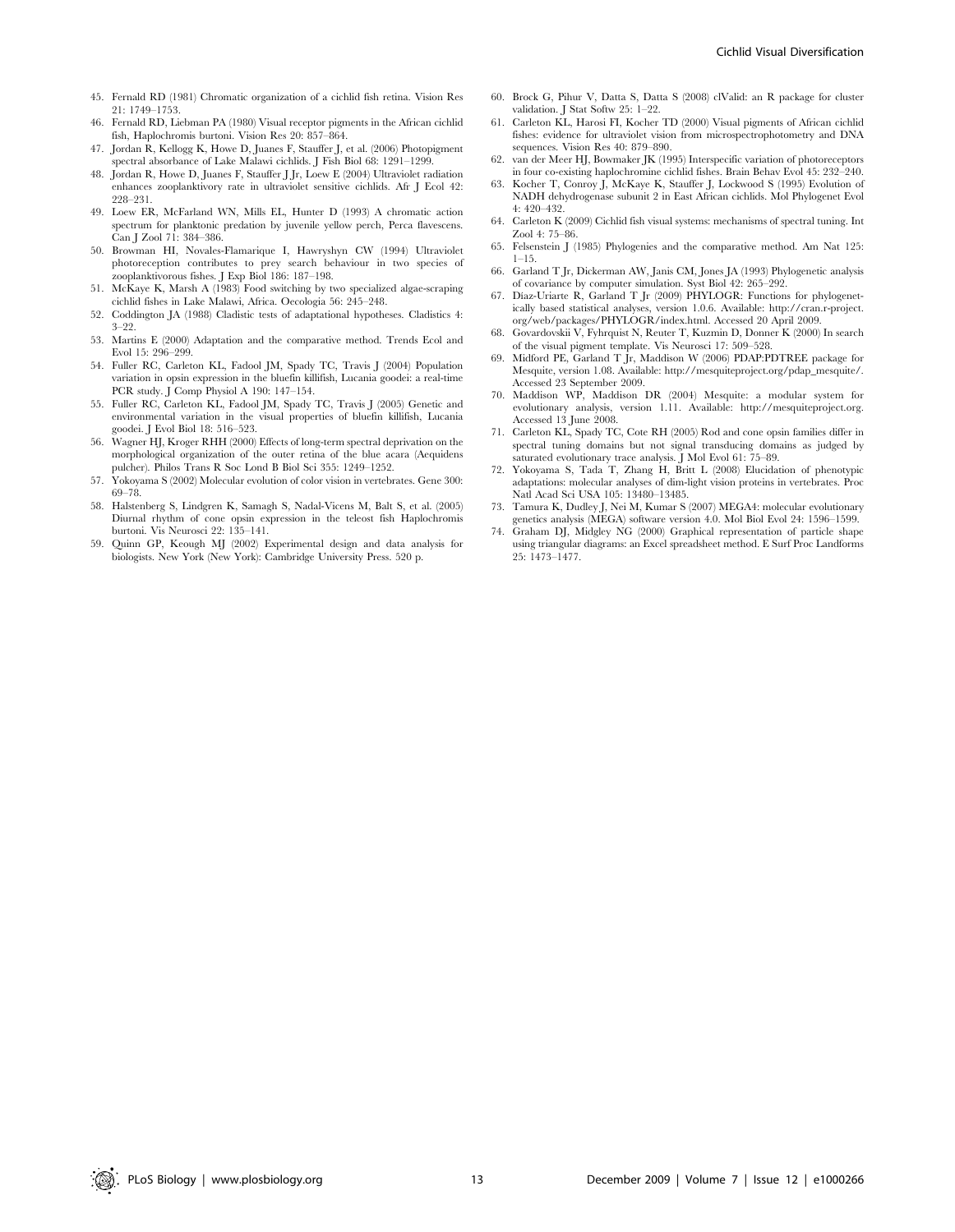45. Fernald RD (1981) Chromatic organization of a cichlid fish retina. Vision Res 21: 1749–1753.
46. Fernald RD, Liebman PA (1980) Visual receptor pigments in the African cichlid fish, Haplochromis burtoni. Vision Res 20: 857–864.
47. Jordan R, Kellogg K, Howe D, Juanes F, Stauffer J, et al. (2006) Photopigment spectral absorbance of Lake Malawi cichlids. J Fish Biol 68: 1291–1299.
48. Jordan R, Howe D, Juanes F, Stauffer J Jr, Loew E (2004) Ultraviolet radiation enhances zooplanktivory rate in ultraviolet sensitive cichlids. Afr J Ecol 42: 228–231.
49. Loew ER, McFarland WN, Mills EL, Hunter D (1993) A chromatic action spectrum for planktonic predation by juvenile yellow perch, Perca flavescens. Can J Zool 71: 384–386.
50. Browman HI, Novales-Flamarique I, Hawryshyn CW (1994) Ultraviolet photoreception contributes to prey search behaviour in two species of zooplanktivorous fishes. J Exp Biol 186: 187–198.
51. McKaye K, Marsh A (1983) Food switching by two specialized algae-scraping cichlid fishes in Lake Malawi, Africa. Oecologia 56: 245–248.
52. Coddington JA (1988) Cladistic tests of adaptational hypotheses. Cladistics 4: 3–22.
53. Martins E (2000) Adaptation and the comparative method. Trends Ecol and Evol 15: 296–299.
54. Fuller RC, Carleton KL, Fadool JM, Spady TC, Travis J (2004) Population variation in opsin expression in the bluefin killifish, Lucania goodei: a real-time PCR study. J Comp Physiol A 190: 147–154.
55. Fuller RC, Carleton KL, Fadool JM, Spady TC, Travis J (2005) Genetic and environmental variation in the visual properties of bluefin killifish, Lucania goodei. J Evol Biol 18: 516–523.
56. Wagner HJ, Kroger RHH (2000) Effects of long-term spectral deprivation on the morphological organization of the outer retina of the blue acara (Aequidens pulcher). Philos Trans R Soc Lond B Biol Sci 355: 1249–1252.
57. Yokoyama S (2002) Molecular evolution of color vision in vertebrates. Gene 300: 69–78.
58. Halstenberg S, Lindgren K, Samagh S, Nadal-Vicens M, Balt S, et al. (2005) Diurnal rhythm of cone opsin expression in the teleost fish Haplochromis burtoni. Vis Neurosci 22: 135–141.
59. Quinn GP, Keough MJ (2002) Experimental design and data analysis for biologists. New York (New York): Cambridge University Press. 520 p.
60. Brock G, Pihur V, Datta S, Datta S (2008) clValid: an R package for cluster validation. J Stat Softw 25: 1–22.
61. Carleton KL, Harosi FI, Kocher TD (2000) Visual pigments of African cichlid fishes: evidence for ultraviolet vision from microspectrophotometry and DNA sequences. Vision Res 40: 879–890.
62. van der Meer HJ, Bowmaker JK (1995) Interspecific variation of photoreceptors in four co-existing haplochromine cichlid fishes. Brain Behav Evol 45: 232–240.
63. Kocher T, Conroy J, McKaye K, Stauffer J, Lockwood S (1995) Evolution of NADH dehydrogenase subunit 2 in East African cichlids. Mol Phylogenet Evol 4: 420–432.
64. Carleton K (2009) Cichlid fish visual systems: mechanisms of spectral tuning. Int Zool 4: 75–86.
65. Felsenstein J (1985) Phylogenies and the comparative method. Am Nat 125: 1–15.
66. Garland T Jr, Dickerman AW, Janis CM, Jones JA (1993) Phylogenetic analysis of covariance by computer simulation. Syst Biol 42: 265–292.
67. Diaz-Uriarte R, Garland T Jr (2009) PHYLOGR: Functions for phylogenetically based statistical analyses, version 1.0.6. Available: http://cran.r-project.org/web/packages/PHYLOGR/index.html. Accessed 20 April 2009.
68. Govardovskii V, Fyhrquist N, Reuter T, Kuzmin D, Donner K (2000) In search of the visual pigment template. Vis Neurosci 17: 509–528.
69. Midford PE, Garland T Jr, Maddison W (2006) PDAP:PDTREE package for Mesquite, version 1.08. Available: http://mesquiteproject.org/pdap_mesquite/. Accessed 23 September 2009.
70. Maddison WP, Maddison DR (2004) Mesquite: a modular system for evolutionary analysis, version 1.11. Available: http://mesquiteproject.org. Accessed 13 June 2008.
71. Carleton KL, Spady TC, Cote RH (2005) Rod and cone opsin families differ in spectral tuning domains but not signal transducing domains as judged by saturated evolutionary trace analysis. J Mol Evol 61: 75–89.
72. Yokoyama S, Tada T, Zhang H, Britt L (2008) Elucidation of phenotypic adaptations: molecular analyses of dim-light vision proteins in vertebrates. Proc Natl Acad Sci USA 105: 13480–13485.
73. Tamura K, Dudley J, Nei M, Kumar S (2007) MEGA4: molecular evolutionary genetics analysis (MEGA) software version 4.0. Mol Biol Evol 24: 1596–1599.
74. Graham DJ, Midgley NG (2000) Graphical representation of particle shape using triangular diagrams: an Excel spreadsheet method. E Surf Proc Landforms 25: 1473–1477.